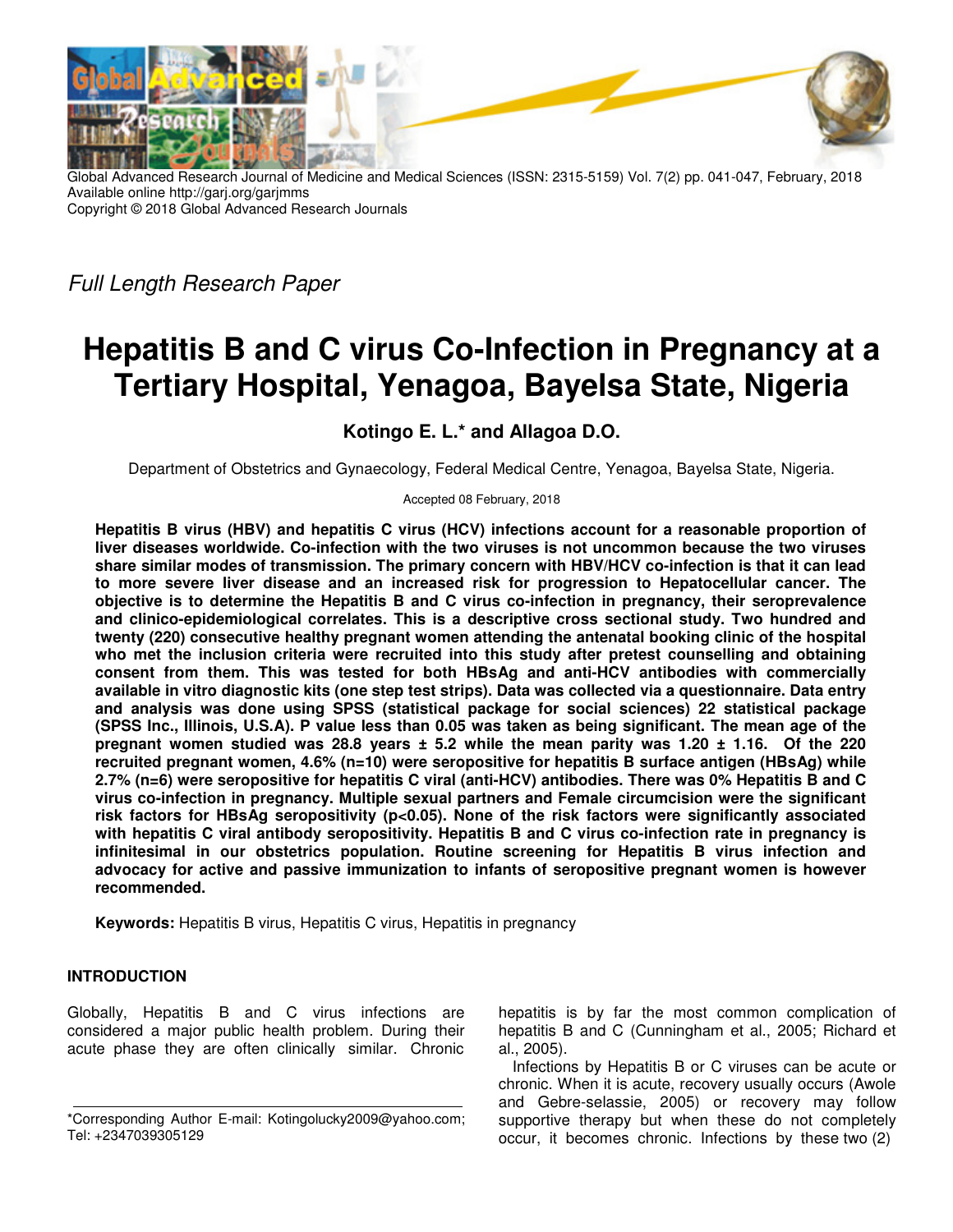Global Advanced Research Journal of Medicine and Medical Sciences (ISSN: 2315-5159) Vol. 7(2) pp. 041-047, February, 2018
Available online http://garj.org/garjmms
Copyright © 2018 Global Advanced Research Journals

*Full Length Research Paper*

# Hepatitis B and C virus Co-Infection in Pregnancy at a Tertiary Hospital, Yenagoa, Bayelsa State, Nigeria

**Kotingo E. L.* and Allagoa D.O.**

Department of Obstetrics and Gynaecology, Federal Medical Centre, Yenagoa, Bayelsa State, Nigeria.

Accepted 08 February, 2018

**Hepatitis B virus (HBV) and hepatitis C virus (HCV) infections account for a reasonable proportion of liver diseases worldwide. Co-infection with the two viruses is not uncommon because the two viruses share similar modes of transmission. The primary concern with HBV/HCV co-infection is that it can lead to more severe liver disease and an increased risk for progression to Hepatocellular cancer. The objective is to determine the Hepatitis B and C virus co-infection in pregnancy, their seroprevalence and clinico-epidemiological correlates. This is a descriptive cross sectional study. Two hundred and twenty (220) consecutive healthy pregnant women attending the antenatal booking clinic of the hospital who met the inclusion criteria were recruited into this study after pretest counselling and obtaining consent from them. This was tested for both HBsAg and anti-HCV antibodies with commercially available in vitro diagnostic kits (one step test strips). Data was collected via a questionnaire. Data entry and analysis was done using SPSS (statistical package for social sciences) 22 statistical package (SPSS Inc., Illinois, U.S.A). P value less than 0.05 was taken as being significant. The mean age of the pregnant women studied was 28.8 years ± 5.2 while the mean parity was 1.20 ± 1.16. Of the 220 recruited pregnant women, 4.6% (n=10) were seropositive for hepatitis B surface antigen (HBsAg) while 2.7% (n=6) were seropositive for hepatitis C viral (anti-HCV) antibodies. There was 0% Hepatitis B and C virus co-infection in pregnancy. Multiple sexual partners and Female circumcision were the significant risk factors for HBsAg seropositivity ($p<0.05$). None of the risk factors were significantly associated with hepatitis C viral antibody seropositivity. Hepatitis B and C virus co-infection rate in pregnancy is infinitesimal in our obstetrics population. Routine screening for Hepatitis B virus infection and advocacy for active and passive immunization to infants of seropositive pregnant women is however recommended.**

**Keywords:** Hepatitis B virus, Hepatitis C virus, Hepatitis in pregnancy

## INTRODUCTION

Globally, Hepatitis B and C virus infections are considered a major public health problem. During their acute phase they are often clinically similar. Chronic hepatitis is by far the most common complication of hepatitis B and C (Cunningham et al., 2005; Richard et al., 2005).

Infections by Hepatitis B or C viruses can be acute or chronic. When it is acute, recovery usually occurs (Awole and Gebre-selassie, 2005) or recovery may follow supportive therapy but when these do not completely occur, it becomes chronic. Infections by these two (2)

*Corresponding Author E-mail: Kotingolucky2009@yahoo.com; Tel: +2347039305129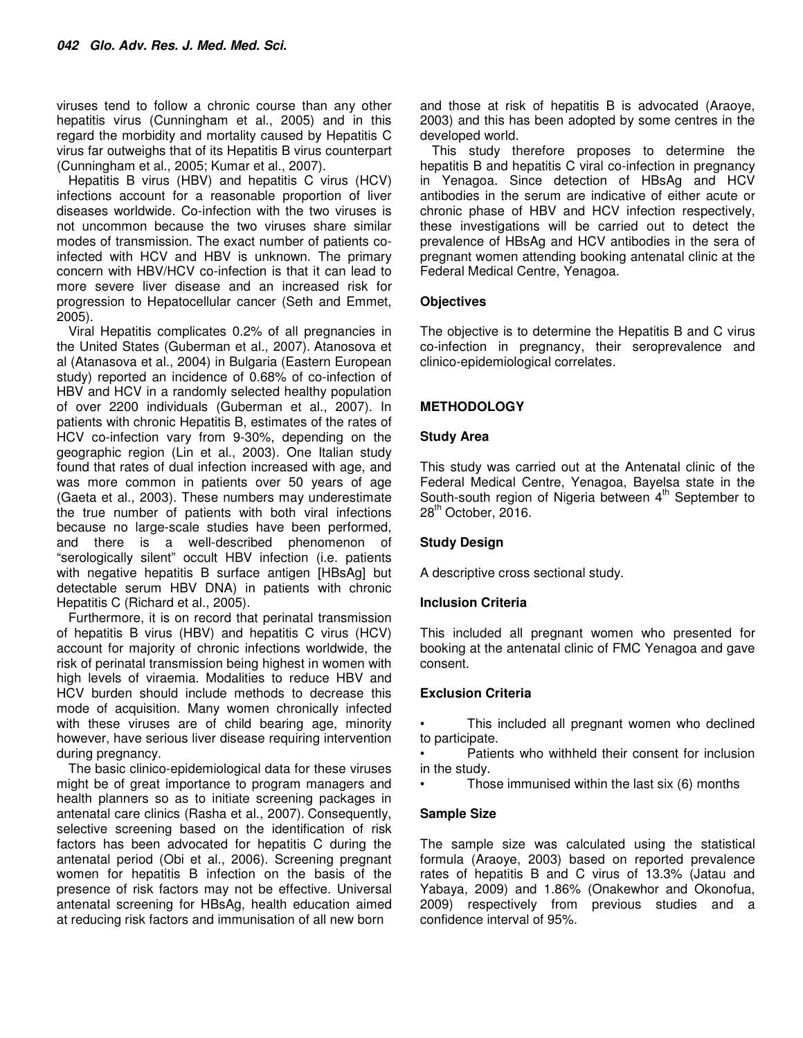viruses tend to follow a chronic course than any other hepatitis virus (Cunningham et al., 2005) and in this regard the morbidity and mortality caused by Hepatitis C virus far outweighs that of its Hepatitis B virus counterpart (Cunningham et al., 2005; Kumar et al., 2007).

Hepatitis B virus (HBV) and hepatitis C virus (HCV) infections account for a reasonable proportion of liver diseases worldwide. Co-infection with the two viruses is not uncommon because the two viruses share similar modes of transmission. The exact number of patients co-infected with HCV and HBV is unknown. The primary concern with HBV/HCV co-infection is that it can lead to more severe liver disease and an increased risk for progression to Hepatocellular cancer (Seth and Emmet, 2005).

Viral Hepatitis complicates 0.2% of all pregnancies in the United States (Guberman et al., 2007). Atanosova et al (Atanasova et al., 2004) in Bulgaria (Eastern European study) reported an incidence of 0.68% of co-infection of HBV and HCV in a randomly selected healthy population of over 2200 individuals (Guberman et al., 2007). In patients with chronic Hepatitis B, estimates of the rates of HCV co-infection vary from 9-30%, depending on the geographic region (Lin et al., 2003). One Italian study found that rates of dual infection increased with age, and was more common in patients over 50 years of age (Gaeta et al., 2003). These numbers may underestimate the true number of patients with both viral infections because no large-scale studies have been performed, and there is a well-described phenomenon of "serologically silent" occult HBV infection (i.e. patients with negative hepatitis B surface antigen [HBsAg] but detectable serum HBV DNA) in patients with chronic Hepatitis C (Richard et al., 2005).

Furthermore, it is on record that perinatal transmission of hepatitis B virus (HBV) and hepatitis C virus (HCV) account for majority of chronic infections worldwide, the risk of perinatal transmission being highest in women with high levels of viraemia. Modalities to reduce HBV and HCV burden should include methods to decrease this mode of acquisition. Many women chronically infected with these viruses are of child bearing age, minority however, have serious liver disease requiring intervention during pregnancy.

The basic clinico-epidemiological data for these viruses might be of great importance to program managers and health planners so as to initiate screening packages in antenatal care clinics (Rasha et al., 2007). Consequently, selective screening based on the identification of risk factors has been advocated for hepatitis C during the antenatal period (Obi et al., 2006). Screening pregnant women for hepatitis B infection on the basis of the presence of risk factors may not be effective. Universal antenatal screening for HBsAg, health education aimed at reducing risk factors and immunisation of all new born and those at risk of hepatitis B is advocated (Araoye, 2003) and this has been adopted by some centres in the developed world.

This study therefore proposes to determine the hepatitis B and hepatitis C viral co-infection in pregnancy in Yenagoa. Since detection of HBsAg and HCV antibodies in the serum are indicative of either acute or chronic phase of HBV and HCV infection respectively, these investigations will be carried out to detect the prevalence of HBsAg and HCV antibodies in the sera of pregnant women attending booking antenatal clinic at the Federal Medical Centre, Yenagoa.

## Objectives

The objective is to determine the Hepatitis B and C virus co-infection in pregnancy, their seroprevalence and clinico-epidemiological correlates.

## METHODOLOGY

### Study Area

This study was carried out at the Antenatal clinic of the Federal Medical Centre, Yenagoa, Bayelsa state in the South-south region of Nigeria between 4th September to 28th October, 2016.

### Study Design

A descriptive cross sectional study.

### Inclusion Criteria

This included all pregnant women who presented for booking at the antenatal clinic of FMC Yenagoa and gave consent.

### Exclusion Criteria

- This included all pregnant women who declined to participate.
- Patients who withheld their consent for inclusion in the study.
- Those immunised within the last six (6) months

### Sample Size

The sample size was calculated using the statistical formula (Araoye, 2003) based on reported prevalence rates of hepatitis B and C virus of 13.3% (Jatau and Yabaya, 2009) and 1.86% (Onakewhor and Okonofua, 2009) respectively from previous studies and a confidence interval of 95%.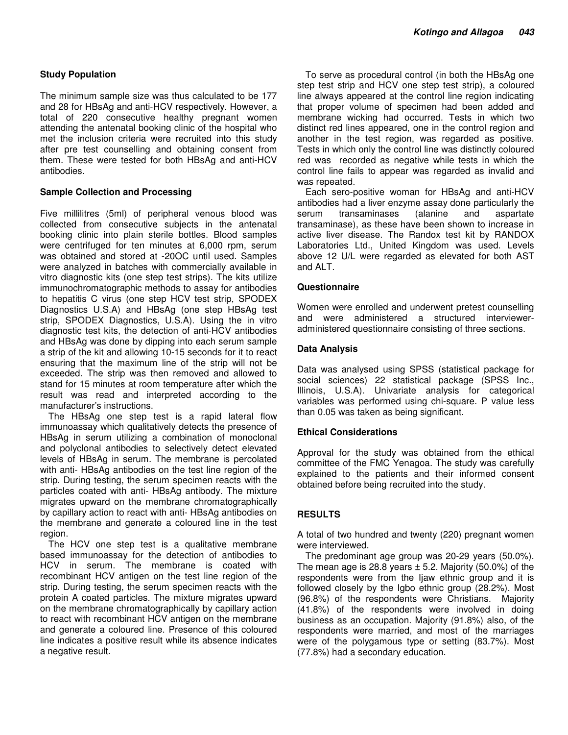### Study Population

The minimum sample size was thus calculated to be 177 and 28 for HBsAg and anti-HCV respectively. However, a total of 220 consecutive healthy pregnant women attending the antenatal booking clinic of the hospital who met the inclusion criteria were recruited into this study after pre test counselling and obtaining consent from them. These were tested for both HBsAg and anti-HCV antibodies.

### Sample Collection and Processing

Five millilitres (5ml) of peripheral venous blood was collected from consecutive subjects in the antenatal booking clinic into plain sterile bottles. Blood samples were centrifuged for ten minutes at 6,000 rpm, serum was obtained and stored at -20OC until used. Samples were analyzed in batches with commercially available in vitro diagnostic kits (one step test strips). The kits utilize immunochromatographic methods to assay for antibodies to hepatitis C virus (one step HCV test strip, SPODEX Diagnostics U.S.A) and HBsAg (one step HBsAg test strip, SPODEX Diagnostics, U.S.A). Using the in vitro diagnostic test kits, the detection of anti-HCV antibodies and HBsAg was done by dipping into each serum sample a strip of the kit and allowing 10-15 seconds for it to react ensuring that the maximum line of the strip will not be exceeded. The strip was then removed and allowed to stand for 15 minutes at room temperature after which the result was read and interpreted according to the manufacturer's instructions.

The HBsAg one step test is a rapid lateral flow immunoassay which qualitatively detects the presence of HBsAg in serum utilizing a combination of monoclonal and polyclonal antibodies to selectively detect elevated levels of HBsAg in serum. The membrane is percolated with anti- HBsAg antibodies on the test line region of the strip. During testing, the serum specimen reacts with the particles coated with anti- HBsAg antibody. The mixture migrates upward on the membrane chromatographically by capillary action to react with anti- HBsAg antibodies on the membrane and generate a coloured line in the test region.

The HCV one step test is a qualitative membrane based immunoassay for the detection of antibodies to HCV in serum. The membrane is coated with recombinant HCV antigen on the test line region of the strip. During testing, the serum specimen reacts with the protein A coated particles. The mixture migrates upward on the membrane chromatographically by capillary action to react with recombinant HCV antigen on the membrane and generate a coloured line. Presence of this coloured line indicates a positive result while its absence indicates a negative result.

To serve as procedural control (in both the HBsAg one step test strip and HCV one step test strip), a coloured line always appeared at the control line region indicating that proper volume of specimen had been added and membrane wicking had occurred. Tests in which two distinct red lines appeared, one in the control region and another in the test region, was regarded as positive. Tests in which only the control line was distinctly coloured red was recorded as negative while tests in which the control line fails to appear was regarded as invalid and was repeated.

Each sero-positive woman for HBsAg and anti-HCV antibodies had a liver enzyme assay done particularly the serum transaminases (alanine and aspartate transaminase), as these have been shown to increase in active liver disease. The Randox test kit by RANDOX Laboratories Ltd., United Kingdom was used. Levels above 12 U/L were regarded as elevated for both AST and ALT.

### Questionnaire

Women were enrolled and underwent pretest counselling and were administered a structured interviewer-administered questionnaire consisting of three sections.

### Data Analysis

Data was analysed using SPSS (statistical package for social sciences) 22 statistical package (SPSS Inc., Illinois, U.S.A). Univariate analysis for categorical variables was performed using chi-square. P value less than 0.05 was taken as being significant.

### Ethical Considerations

Approval for the study was obtained from the ethical committee of the FMC Yenagoa. The study was carefully explained to the patients and their informed consent obtained before being recruited into the study.

## RESULTS

A total of two hundred and twenty (220) pregnant women were interviewed.

The predominant age group was 20-29 years (50.0%). The mean age is 28.8 years ± 5.2. Majority (50.0%) of the respondents were from the Ijaw ethnic group and it is followed closely by the Igbo ethnic group (28.2%). Most (96.8%) of the respondents were Christians. Majority (41.8%) of the respondents were involved in doing business as an occupation. Majority (91.8%) also, of the respondents were married, and most of the marriages were of the polygamous type or setting (83.7%). Most (77.8%) had a secondary education.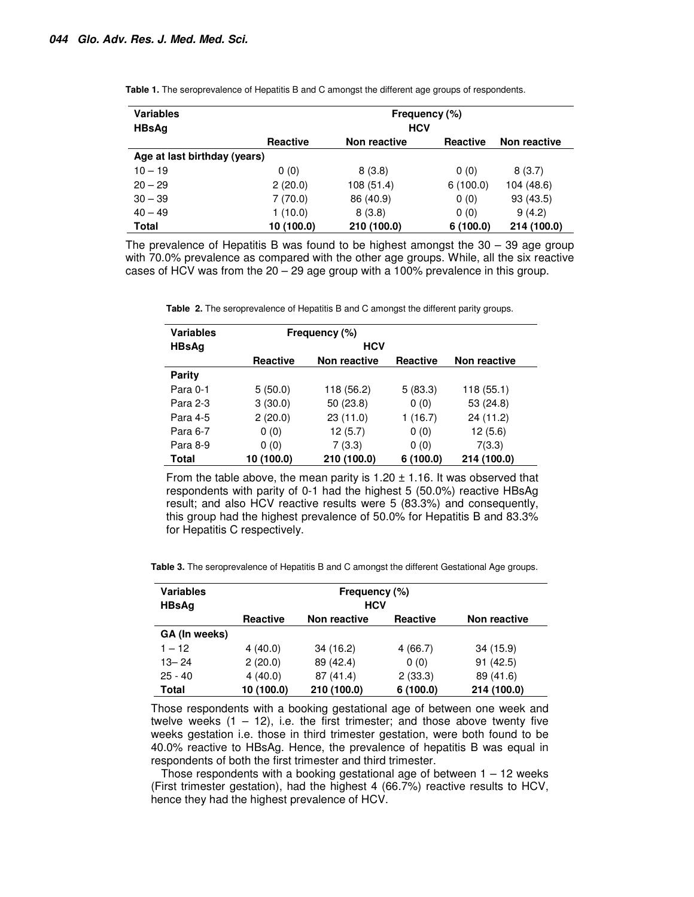**Table 1.** The seroprevalence of Hepatitis B and C amongst the different age groups of respondents.

| Variables | Frequency (%) | | | |
|---|---|---|---|---|
| HBsAg | | HCV | | |
| | Reactive | Non reactive | Reactive | Non reactive |
| **Age at last birthday (years)** | | | | |
| 10 – 19 | 0 (0) | 8 (3.8) | 0 (0) | 8 (3.7) |
| 20 – 29 | 2 (20.0) | 108 (51.4) | 6 (100.0) | 104 (48.6) |
| 30 – 39 | 7 (70.0) | 86 (40.9) | 0 (0) | 93 (43.5) |
| 40 – 49 | 1 (10.0) | 8 (3.8) | 0 (0) | 9 (4.2) |
| **Total** | **10 (100.0)** | **210 (100.0)** | **6 (100.0)** | **214 (100.0)** |

The prevalence of Hepatitis B was found to be highest amongst the 30 – 39 age group with 70.0% prevalence as compared with the other age groups. While, all the six reactive cases of HCV was from the 20 – 29 age group with a 100% prevalence in this group.

**Table 2.** The seroprevalence of Hepatitis B and C amongst the different parity groups.

| Variables | Frequency (%) | | | |
|---|---|---|---|---|
| HBsAg | | HCV | | |
| | Reactive | Non reactive | Reactive | Non reactive |
| **Parity** | | | | |
| Para 0-1 | 5 (50.0) | 118 (56.2) | 5 (83.3) | 118 (55.1) |
| Para 2-3 | 3 (30.0) | 50 (23.8) | 0 (0) | 53 (24.8) |
| Para 4-5 | 2 (20.0) | 23 (11.0) | 1 (16.7) | 24 (11.2) |
| Para 6-7 | 0 (0) | 12 (5.7) | 0 (0) | 12 (5.6) |
| Para 8-9 | 0 (0) | 7 (3.3) | 0 (0) | 7(3.3) |
| **Total** | **10 (100.0)** | **210 (100.0)** | **6 (100.0)** | **214 (100.0)** |

From the table above, the mean parity is 1.20 ± 1.16. It was observed that respondents with parity of 0-1 had the highest 5 (50.0%) reactive HBsAg result; and also HCV reactive results were 5 (83.3%) and consequently, this group had the highest prevalence of 50.0% for Hepatitis B and 83.3% for Hepatitis C respectively.

**Table 3.** The seroprevalence of Hepatitis B and C amongst the different Gestational Age groups.

| Variables | Frequency (%) | | | |
|---|---|---|---|---|
| HBsAg | | HCV | | |
| | Reactive | Non reactive | Reactive | Non reactive |
| **GA (In weeks)** | | | | |
| 1 – 12 | 4 (40.0) | 34 (16.2) | 4 (66.7) | 34 (15.9) |
| 13– 24 | 2 (20.0) | 89 (42.4) | 0 (0) | 91 (42.5) |
| 25 - 40 | 4 (40.0) | 87 (41.4) | 2 (33.3) | 89 (41.6) |
| **Total** | **10 (100.0)** | **210 (100.0)** | **6 (100.0)** | **214 (100.0)** |

Those respondents with a booking gestational age of between one week and twelve weeks (1 – 12), i.e. the first trimester; and those above twenty five weeks gestation i.e. those in third trimester gestation, were both found to be 40.0% reactive to HBsAg. Hence, the prevalence of hepatitis B was equal in respondents of both the first trimester and third trimester.

Those respondents with a booking gestational age of between 1 – 12 weeks (First trimester gestation), had the highest 4 (66.7%) reactive results to HCV, hence they had the highest prevalence of HCV.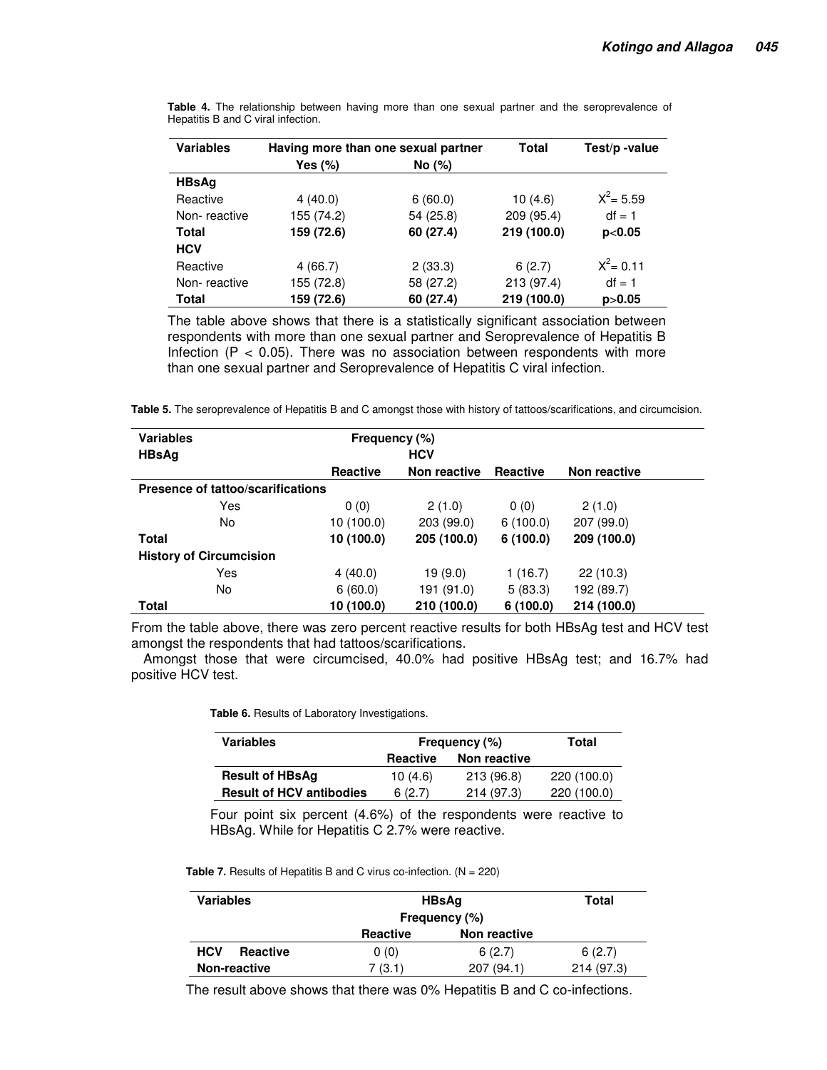**Table 4.** The relationship between having more than one sexual partner and the seroprevalence of Hepatitis B and C viral infection.

| Variables | Having more than one sexual partner | | Total | Test/p -value |
|---|---|---|---|---|
| | Yes (%) | No (%) | | |
| **HBsAg** | | | | |
| Reactive | 4 (40.0) | 6 (60.0) | 10 (4.6) | $X^2 = 5.59$ |
| Non- reactive | 155 (74.2) | 54 (25.8) | 209 (95.4) | df = 1 |
| **Total** | **159 (72.6)** | **60 (27.4)** | **219 (100.0)** | **$p<0.05$** |
| **HCV** | | | | |
| Reactive | 4 (66.7) | 2 (33.3) | 6 (2.7) | $X^2 = 0.11$ |
| Non- reactive | 155 (72.8) | 58 (27.2) | 213 (97.4) | df = 1 |
| **Total** | **159 (72.6)** | **60 (27.4)** | **219 (100.0)** | **$p>0.05$** |

The table above shows that there is a statistically significant association between respondents with more than one sexual partner and Seroprevalence of Hepatitis B Infection ($P < 0.05$). There was no association between respondents with more than one sexual partner and Seroprevalence of Hepatitis C viral infection.

**Table 5.** The seroprevalence of Hepatitis B and C amongst those with history of tattoos/scarifications, and circumcision.

| Variables | Frequency (%) | | | |
|---|---|---|---|---|
| HBsAg | | | HCV | |
| | Reactive | Non reactive | Reactive | Non reactive |
| **Presence of tattoo/scarifications** | | | | |
| Yes | 0 (0) | 2 (1.0) | 0 (0) | 2 (1.0) |
| No | 10 (100.0) | 203 (99.0) | 6 (100.0) | 207 (99.0) |
| **Total** | **10 (100.0)** | **205 (100.0)** | **6 (100.0)** | **209 (100.0)** |
| **History of Circumcision** | | | | |
| Yes | 4 (40.0) | 19 (9.0) | 1 (16.7) | 22 (10.3) |
| No | 6 (60.0) | 191 (91.0) | 5 (83.3) | 192 (89.7) |
| **Total** | **10 (100.0)** | **210 (100.0)** | **6 (100.0)** | **214 (100.0)** |

From the table above, there was zero percent reactive results for both HBsAg test and HCV test amongst the respondents that had tattoos/scarifications.

Amongst those that were circumcised, 40.0% had positive HBsAg test; and 16.7% had positive HCV test.

**Table 6.** Results of Laboratory Investigations.

| Variables | Frequency (%) | | Total |
|---|---|---|---|
| | Reactive | Non reactive | |
| **Result of HBsAg** | 10 (4.6) | 213 (96.8) | 220 (100.0) |
| **Result of HCV antibodies** | 6 (2.7) | 214 (97.3) | 220 (100.0) |

Four point six percent (4.6%) of the respondents were reactive to HBsAg. While for Hepatitis C 2.7% were reactive.

**Table 7.** Results of Hepatitis B and C virus co-infection. (N = 220)

| Variables | HBsAg | | Total |
|---|---|---|---|
| | Frequency (%) | | |
| | Reactive | Non reactive | |
| **HCV Reactive** | 0 (0) | 6 (2.7) | 6 (2.7) |
| **Non-reactive** | 7 (3.1) | 207 (94.1) | 214 (97.3) |

The result above shows that there was 0% Hepatitis B and C co-infections.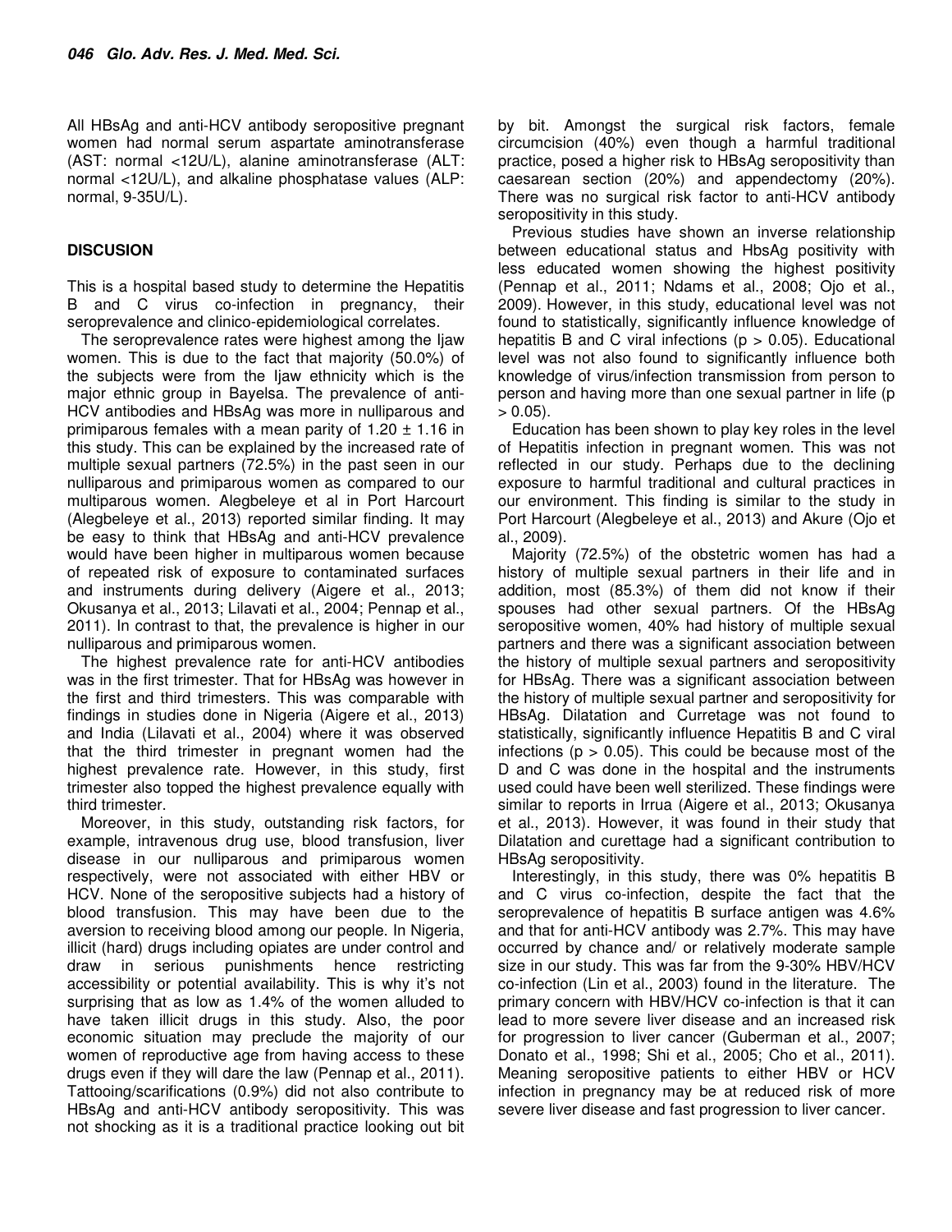All HBsAg and anti-HCV antibody seropositive pregnant women had normal serum aspartate aminotransferase (AST: normal <12U/L), alanine aminotransferase (ALT: normal <12U/L), and alkaline phosphatase values (ALP: normal, 9-35U/L).

## DISCUSION

This is a hospital based study to determine the Hepatitis B and C virus co-infection in pregnancy, their seroprevalence and clinico-epidemiological correlates.

The seroprevalence rates were highest among the Ijaw women. This is due to the fact that majority (50.0%) of the subjects were from the Ijaw ethnicity which is the major ethnic group in Bayelsa. The prevalence of anti-HCV antibodies and HBsAg was more in nulliparous and primiparous females with a mean parity of 1.20 ± 1.16 in this study. This can be explained by the increased rate of multiple sexual partners (72.5%) in the past seen in our nulliparous and primiparous women as compared to our multiparous women. Alegbeleye et al in Port Harcourt (Alegbeleye et al., 2013) reported similar finding. It may be easy to think that HBsAg and anti-HCV prevalence would have been higher in multiparous women because of repeated risk of exposure to contaminated surfaces and instruments during delivery (Aigere et al., 2013; Okusanya et al., 2013; Lilavati et al., 2004; Pennap et al., 2011). In contrast to that, the prevalence is higher in our nulliparous and primiparous women.

The highest prevalence rate for anti-HCV antibodies was in the first trimester. That for HBsAg was however in the first and third trimesters. This was comparable with findings in studies done in Nigeria (Aigere et al., 2013) and India (Lilavati et al., 2004) where it was observed that the third trimester in pregnant women had the highest prevalence rate. However, in this study, first trimester also topped the highest prevalence equally with third trimester.

Moreover, in this study, outstanding risk factors, for example, intravenous drug use, blood transfusion, liver disease in our nulliparous and primiparous women respectively, were not associated with either HBV or HCV. None of the seropositive subjects had a history of blood transfusion. This may have been due to the aversion to receiving blood among our people. In Nigeria, illicit (hard) drugs including opiates are under control and draw in serious punishments hence restricting accessibility or potential availability. This is why it's not surprising that as low as 1.4% of the women alluded to have taken illicit drugs in this study. Also, the poor economic situation may preclude the majority of our women of reproductive age from having access to these drugs even if they will dare the law (Pennap et al., 2011). Tattooing/scarifications (0.9%) did not also contribute to HBsAg and anti-HCV antibody seropositivity. This was not shocking as it is a traditional practice looking out bit by bit. Amongst the surgical risk factors, female circumcision (40%) even though a harmful traditional practice, posed a higher risk to HBsAg seropositivity than caesarean section (20%) and appendectomy (20%). There was no surgical risk factor to anti-HCV antibody seropositivity in this study.

Previous studies have shown an inverse relationship between educational status and HbsAg positivity with less educated women showing the highest positivity (Pennap et al., 2011; Ndams et al., 2008; Ojo et al., 2009). However, in this study, educational level was not found to statistically, significantly influence knowledge of hepatitis B and C viral infections ($p > 0.05$). Educational level was not also found to significantly influence both knowledge of virus/infection transmission from person to person and having more than one sexual partner in life ($p > 0.05$).

Education has been shown to play key roles in the level of Hepatitis infection in pregnant women. This was not reflected in our study. Perhaps due to the declining exposure to harmful traditional and cultural practices in our environment. This finding is similar to the study in Port Harcourt (Alegbeleye et al., 2013) and Akure (Ojo et al., 2009).

Majority (72.5%) of the obstetric women has had a history of multiple sexual partners in their life and in addition, most (85.3%) of them did not know if their spouses had other sexual partners. Of the HBsAg seropositive women, 40% had history of multiple sexual partners and there was a significant association between the history of multiple sexual partners and seropositivity for HBsAg. There was a significant association between the history of multiple sexual partner and seropositivity for HBsAg. Dilatation and Curretage was not found to statistically, significantly influence Hepatitis B and C viral infections ($p > 0.05$). This could be because most of the D and C was done in the hospital and the instruments used could have been well sterilized. These findings were similar to reports in Irrua (Aigere et al., 2013; Okusanya et al., 2013). However, it was found in their study that Dilatation and curettage had a significant contribution to HBsAg seropositivity.

Interestingly, in this study, there was 0% hepatitis B and C virus co-infection, despite the fact that the seroprevalence of hepatitis B surface antigen was 4.6% and that for anti-HCV antibody was 2.7%. This may have occurred by chance and/ or relatively moderate sample size in our study. This was far from the 9-30% HBV/HCV co-infection (Lin et al., 2003) found in the literature. The primary concern with HBV/HCV co-infection is that it can lead to more severe liver disease and an increased risk for progression to liver cancer (Guberman et al., 2007; Donato et al., 1998; Shi et al., 2005; Cho et al., 2011). Meaning seropositive patients to either HBV or HCV infection in pregnancy may be at reduced risk of more severe liver disease and fast progression to liver cancer.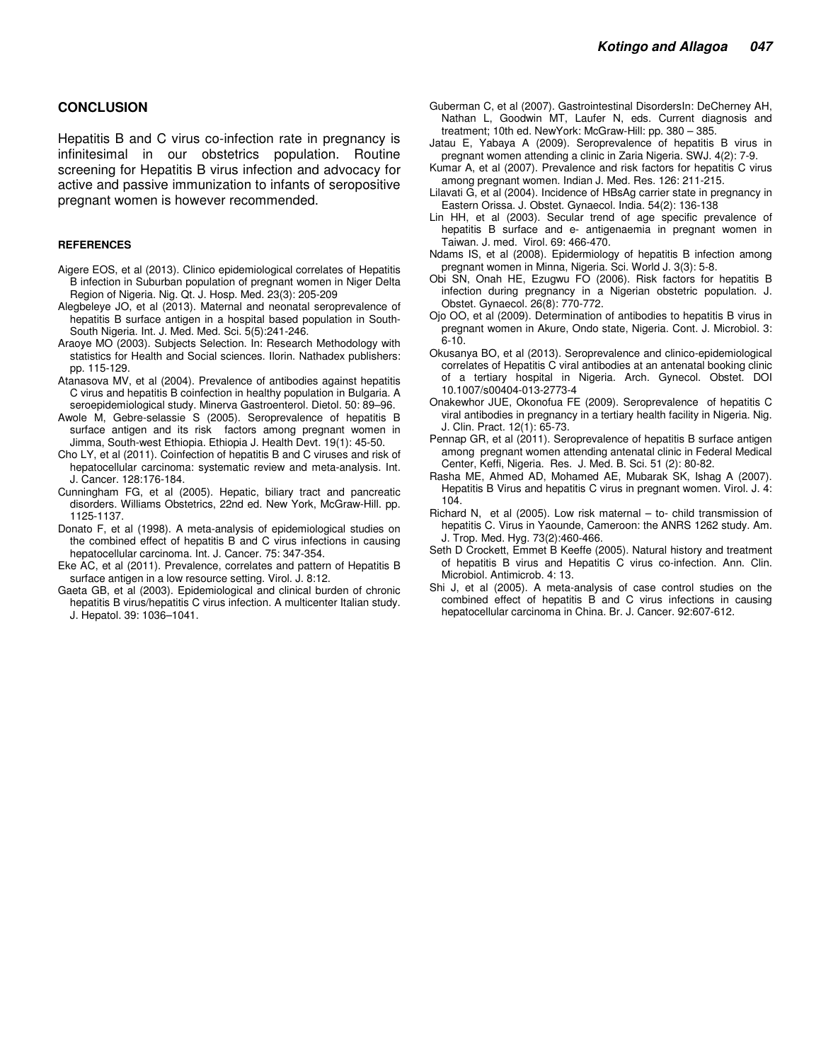## CONCLUSION

Hepatitis B and C virus co-infection rate in pregnancy is infinitesimal in our obstetrics population. Routine screening for Hepatitis B virus infection and advocacy for active and passive immunization to infants of seropositive pregnant women is however recommended.

### REFERENCES

Aigere EOS, et al (2013). Clinico epidemiological correlates of Hepatitis B infection in Suburban population of pregnant women in Niger Delta Region of Nigeria. Nig. Qt. J. Hosp. Med. 23(3): 205-209

Alegbeleye JO, et al (2013). Maternal and neonatal seroprevalence of hepatitis B surface antigen in a hospital based population in South-South Nigeria. Int. J. Med. Med. Sci. 5(5):241-246.

Araoye MO (2003). Subjects Selection. In: Research Methodology with statistics for Health and Social sciences. Ilorin. Nathadex publishers: pp. 115-129.

Atanasova MV, et al (2004). Prevalence of antibodies against hepatitis C virus and hepatitis B coinfection in healthy population in Bulgaria. A seroepidemiological study. Minerva Gastroenterol. Dietol. 50: 89–96.

Awole M, Gebre-selassie S (2005). Seroprevalence of hepatitis B surface antigen and its risk factors among pregnant women in Jimma, South-west Ethiopia. Ethiopia J. Health Devt. 19(1): 45-50.

Cho LY, et al (2011). Coinfection of hepatitis B and C viruses and risk of hepatocellular carcinoma: systematic review and meta-analysis. Int. J. Cancer. 128:176-184.

Cunningham FG, et al (2005). Hepatic, biliary tract and pancreatic disorders. Williams Obstetrics, 22nd ed. New York, McGraw-Hill. pp. 1125-1137.

Donato F, et al (1998). A meta-analysis of epidemiological studies on the combined effect of hepatitis B and C virus infections in causing hepatocellular carcinoma. Int. J. Cancer. 75: 347-354.

Eke AC, et al (2011). Prevalence, correlates and pattern of Hepatitis B surface antigen in a low resource setting. Virol. J. 8:12.

Gaeta GB, et al (2003). Epidemiological and clinical burden of chronic hepatitis B virus/hepatitis C virus infection. A multicenter Italian study. J. Hepatol. 39: 1036–1041.

Guberman C, et al (2007). Gastrointestinal DisordersIn: DeCherney AH, Nathan L, Goodwin MT, Laufer N, eds. Current diagnosis and treatment; 10th ed. NewYork: McGraw-Hill: pp. 380 – 385.

Jatau E, Yabaya A (2009). Seroprevalence of hepatitis B virus in pregnant women attending a clinic in Zaria Nigeria. SWJ. 4(2): 7-9.

Kumar A, et al (2007). Prevalence and risk factors for hepatitis C virus among pregnant women. Indian J. Med. Res. 126: 211-215.

Lilavati G, et al (2004). Incidence of HBsAg carrier state in pregnancy in Eastern Orissa. J. Obstet. Gynaecol. India. 54(2): 136-138

Lin HH, et al (2003). Secular trend of age specific prevalence of hepatitis B surface and e- antigenaemia in pregnant women in Taiwan. J. med. Virol. 69: 466-470.

Ndams IS, et al (2008). Epidermiology of hepatitis B infection among pregnant women in Minna, Nigeria. Sci. World J. 3(3): 5-8.

Obi SN, Onah HE, Ezugwu FO (2006). Risk factors for hepatitis B infection during pregnancy in a Nigerian obstetric population. J. Obstet. Gynaecol. 26(8): 770-772.

Ojo OO, et al (2009). Determination of antibodies to hepatitis B virus in pregnant women in Akure, Ondo state, Nigeria. Cont. J. Microbiol. 3: 6-10.

Okusanya BO, et al (2013). Seroprevalence and clinico-epidemiological correlates of Hepatitis C viral antibodies at an antenatal booking clinic of a tertiary hospital in Nigeria. Arch. Gynecol. Obstet. DOI 10.1007/s00404-013-2773-4

Onakewhor JUE, Okonofua FE (2009). Seroprevalence of hepatitis C viral antibodies in pregnancy in a tertiary health facility in Nigeria. Nig. J. Clin. Pract. 12(1): 65-73.

Pennap GR, et al (2011). Seroprevalence of hepatitis B surface antigen among pregnant women attending antenatal clinic in Federal Medical Center, Keffi, Nigeria. Res. J. Med. B. Sci. 51 (2): 80-82.

Rasha ME, Ahmed AD, Mohamed AE, Mubarak SK, Ishag A (2007). Hepatitis B Virus and hepatitis C virus in pregnant women. Virol. J. 4: 104.

Richard N, et al (2005). Low risk maternal – to- child transmission of hepatitis C. Virus in Yaounde, Cameroon: the ANRS 1262 study. Am. J. Trop. Med. Hyg. 73(2):460-466.

Seth D Crockett, Emmet B Keeffe (2005). Natural history and treatment of hepatitis B virus and Hepatitis C virus co-infection. Ann. Clin. Microbiol. Antimicrob. 4: 13.

Shi J, et al (2005). A meta-analysis of case control studies on the combined effect of hepatitis B and C virus infections in causing hepatocellular carcinoma in China. Br. J. Cancer. 92:607-612.